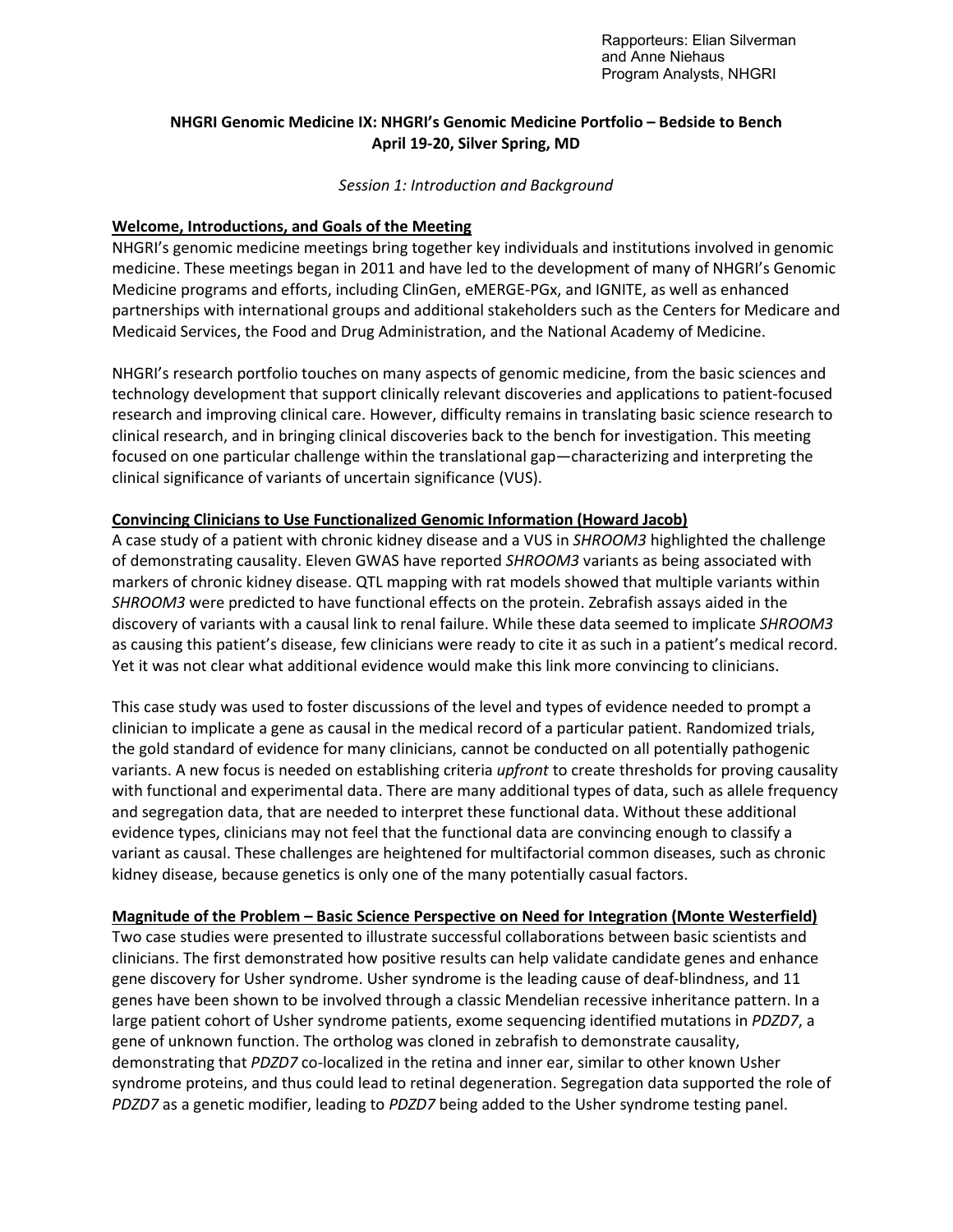Rapporteurs: Elian Silverman
and Anne Niehaus
Program Analysts, NHGRI

# NHGRI Genomic Medicine IX: NHGRI's Genomic Medicine Portfolio – Bedside to Bench
**April 19-20, Silver Spring, MD**

*Session 1: Introduction and Background*

## Welcome, Introductions, and Goals of the Meeting

NHGRI's genomic medicine meetings bring together key individuals and institutions involved in genomic medicine. These meetings began in 2011 and have led to the development of many of NHGRI's Genomic Medicine programs and efforts, including ClinGen, eMERGE-PGx, and IGNITE, as well as enhanced partnerships with international groups and additional stakeholders such as the Centers for Medicare and Medicaid Services, the Food and Drug Administration, and the National Academy of Medicine.

NHGRI's research portfolio touches on many aspects of genomic medicine, from the basic sciences and technology development that support clinically relevant discoveries and applications to patient-focused research and improving clinical care. However, difficulty remains in translating basic science research to clinical research, and in bringing clinical discoveries back to the bench for investigation. This meeting focused on one particular challenge within the translational gap—characterizing and interpreting the clinical significance of variants of uncertain significance (VUS).

## Convincing Clinicians to Use Functionalized Genomic Information (Howard Jacob)

A case study of a patient with chronic kidney disease and a VUS in *SHROOM3* highlighted the challenge of demonstrating causality. Eleven GWAS have reported *SHROOM3* variants as being associated with markers of chronic kidney disease. QTL mapping with rat models showed that multiple variants within *SHROOM3* were predicted to have functional effects on the protein. Zebrafish assays aided in the discovery of variants with a causal link to renal failure. While these data seemed to implicate *SHROOM3* as causing this patient's disease, few clinicians were ready to cite it as such in a patient's medical record. Yet it was not clear what additional evidence would make this link more convincing to clinicians.

This case study was used to foster discussions of the level and types of evidence needed to prompt a clinician to implicate a gene as causal in the medical record of a particular patient. Randomized trials, the gold standard of evidence for many clinicians, cannot be conducted on all potentially pathogenic variants. A new focus is needed on establishing criteria *upfront* to create thresholds for proving causality with functional and experimental data. There are many additional types of data, such as allele frequency and segregation data, that are needed to interpret these functional data. Without these additional evidence types, clinicians may not feel that the functional data are convincing enough to classify a variant as causal. These challenges are heightened for multifactorial common diseases, such as chronic kidney disease, because genetics is only one of the many potentially casual factors.

## Magnitude of the Problem – Basic Science Perspective on Need for Integration (Monte Westerfield)

Two case studies were presented to illustrate successful collaborations between basic scientists and clinicians. The first demonstrated how positive results can help validate candidate genes and enhance gene discovery for Usher syndrome. Usher syndrome is the leading cause of deaf-blindness, and 11 genes have been shown to be involved through a classic Mendelian recessive inheritance pattern. In a large patient cohort of Usher syndrome patients, exome sequencing identified mutations in *PDZD7*, a gene of unknown function. The ortholog was cloned in zebrafish to demonstrate causality, demonstrating that *PDZD7* co-localized in the retina and inner ear, similar to other known Usher syndrome proteins, and thus could lead to retinal degeneration. Segregation data supported the role of *PDZD7* as a genetic modifier, leading to *PDZD7* being added to the Usher syndrome testing panel.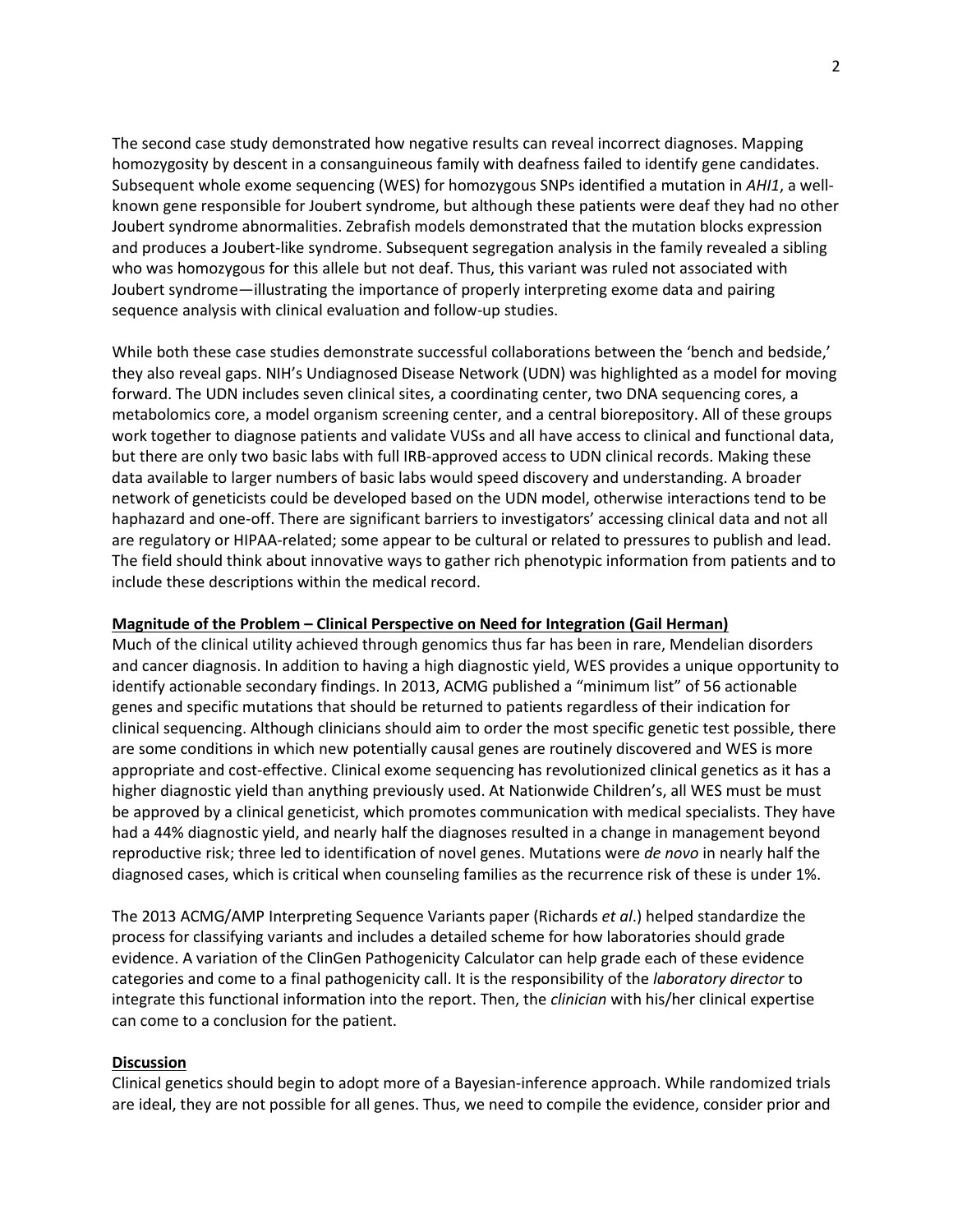The second case study demonstrated how negative results can reveal incorrect diagnoses. Mapping homozygosity by descent in a consanguineous family with deafness failed to identify gene candidates. Subsequent whole exome sequencing (WES) for homozygous SNPs identified a mutation in *AHI1*, a well-known gene responsible for Joubert syndrome, but although these patients were deaf they had no other Joubert syndrome abnormalities. Zebrafish models demonstrated that the mutation blocks expression and produces a Joubert-like syndrome. Subsequent segregation analysis in the family revealed a sibling who was homozygous for this allele but not deaf. Thus, this variant was ruled not associated with Joubert syndrome—illustrating the importance of properly interpreting exome data and pairing sequence analysis with clinical evaluation and follow-up studies.

While both these case studies demonstrate successful collaborations between the 'bench and bedside,' they also reveal gaps. NIH's Undiagnosed Disease Network (UDN) was highlighted as a model for moving forward. The UDN includes seven clinical sites, a coordinating center, two DNA sequencing cores, a metabolomics core, a model organism screening center, and a central biorepository. All of these groups work together to diagnose patients and validate VUSs and all have access to clinical and functional data, but there are only two basic labs with full IRB-approved access to UDN clinical records. Making these data available to larger numbers of basic labs would speed discovery and understanding. A broader network of geneticists could be developed based on the UDN model, otherwise interactions tend to be haphazard and one-off. There are significant barriers to investigators' accessing clinical data and not all are regulatory or HIPAA-related; some appear to be cultural or related to pressures to publish and lead. The field should think about innovative ways to gather rich phenotypic information from patients and to include these descriptions within the medical record.

**Magnitude of the Problem – Clinical Perspective on Need for Integration (Gail Herman)**

Much of the clinical utility achieved through genomics thus far has been in rare, Mendelian disorders and cancer diagnosis. In addition to having a high diagnostic yield, WES provides a unique opportunity to identify actionable secondary findings. In 2013, ACMG published a "minimum list" of 56 actionable genes and specific mutations that should be returned to patients regardless of their indication for clinical sequencing. Although clinicians should aim to order the most specific genetic test possible, there are some conditions in which new potentially causal genes are routinely discovered and WES is more appropriate and cost-effective. Clinical exome sequencing has revolutionized clinical genetics as it has a higher diagnostic yield than anything previously used. At Nationwide Children's, all WES must be must be approved by a clinical geneticist, which promotes communication with medical specialists. They have had a 44% diagnostic yield, and nearly half the diagnoses resulted in a change in management beyond reproductive risk; three led to identification of novel genes. Mutations were *de novo* in nearly half the diagnosed cases, which is critical when counseling families as the recurrence risk of these is under 1%.

The 2013 ACMG/AMP Interpreting Sequence Variants paper (Richards *et al*.) helped standardize the process for classifying variants and includes a detailed scheme for how laboratories should grade evidence. A variation of the ClinGen Pathogenicity Calculator can help grade each of these evidence categories and come to a final pathogenicity call. It is the responsibility of the *laboratory director* to integrate this functional information into the report. Then, the *clinician* with his/her clinical expertise can come to a conclusion for the patient.

**Discussion**

Clinical genetics should begin to adopt more of a Bayesian-inference approach. While randomized trials are ideal, they are not possible for all genes. Thus, we need to compile the evidence, consider prior and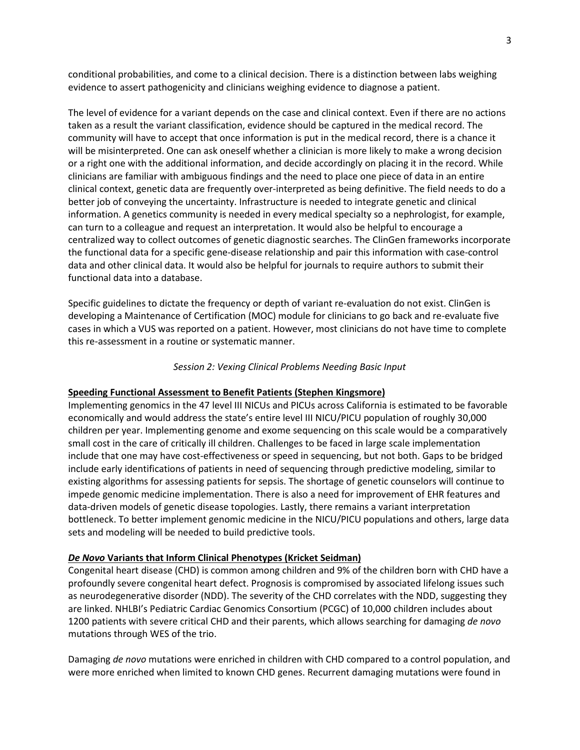conditional probabilities, and come to a clinical decision. There is a distinction between labs weighing evidence to assert pathogenicity and clinicians weighing evidence to diagnose a patient.

The level of evidence for a variant depends on the case and clinical context. Even if there are no actions taken as a result the variant classification, evidence should be captured in the medical record. The community will have to accept that once information is put in the medical record, there is a chance it will be misinterpreted. One can ask oneself whether a clinician is more likely to make a wrong decision or a right one with the additional information, and decide accordingly on placing it in the record. While clinicians are familiar with ambiguous findings and the need to place one piece of data in an entire clinical context, genetic data are frequently over-interpreted as being definitive. The field needs to do a better job of conveying the uncertainty. Infrastructure is needed to integrate genetic and clinical information. A genetics community is needed in every medical specialty so a nephrologist, for example, can turn to a colleague and request an interpretation. It would also be helpful to encourage a centralized way to collect outcomes of genetic diagnostic searches. The ClinGen frameworks incorporate the functional data for a specific gene-disease relationship and pair this information with case-control data and other clinical data. It would also be helpful for journals to require authors to submit their functional data into a database.

Specific guidelines to dictate the frequency or depth of variant re-evaluation do not exist. ClinGen is developing a Maintenance of Certification (MOC) module for clinicians to go back and re-evaluate five cases in which a VUS was reported on a patient. However, most clinicians do not have time to complete this re-assessment in a routine or systematic manner.

*Session 2: Vexing Clinical Problems Needing Basic Input*

**Speeding Functional Assessment to Benefit Patients (Stephen Kingsmore)**

Implementing genomics in the 47 level III NICUs and PICUs across California is estimated to be favorable economically and would address the state's entire level III NICU/PICU population of roughly 30,000 children per year. Implementing genome and exome sequencing on this scale would be a comparatively small cost in the care of critically ill children. Challenges to be faced in large scale implementation include that one may have cost-effectiveness or speed in sequencing, but not both. Gaps to be bridged include early identifications of patients in need of sequencing through predictive modeling, similar to existing algorithms for assessing patients for sepsis. The shortage of genetic counselors will continue to impede genomic medicine implementation. There is also a need for improvement of EHR features and data-driven models of genetic disease topologies. Lastly, there remains a variant interpretation bottleneck. To better implement genomic medicine in the NICU/PICU populations and others, large data sets and modeling will be needed to build predictive tools.

***De Novo* Variants that Inform Clinical Phenotypes (Kricket Seidman)**

Congenital heart disease (CHD) is common among children and 9% of the children born with CHD have a profoundly severe congenital heart defect. Prognosis is compromised by associated lifelong issues such as neurodegenerative disorder (NDD). The severity of the CHD correlates with the NDD, suggesting they are linked. NHLBI's Pediatric Cardiac Genomics Consortium (PCGC) of 10,000 children includes about 1200 patients with severe critical CHD and their parents, which allows searching for damaging *de novo* mutations through WES of the trio.

Damaging *de novo* mutations were enriched in children with CHD compared to a control population, and were more enriched when limited to known CHD genes. Recurrent damaging mutations were found in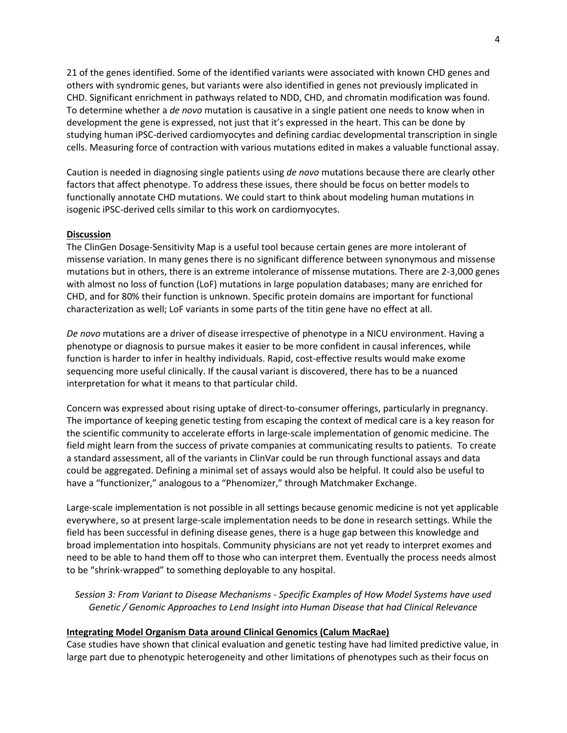21 of the genes identified. Some of the identified variants were associated with known CHD genes and others with syndromic genes, but variants were also identified in genes not previously implicated in CHD. Significant enrichment in pathways related to NDD, CHD, and chromatin modification was found. To determine whether a *de novo* mutation is causative in a single patient one needs to know when in development the gene is expressed, not just that it's expressed in the heart. This can be done by studying human iPSC-derived cardiomyocytes and defining cardiac developmental transcription in single cells. Measuring force of contraction with various mutations edited in makes a valuable functional assay.

Caution is needed in diagnosing single patients using *de novo* mutations because there are clearly other factors that affect phenotype. To address these issues, there should be focus on better models to functionally annotate CHD mutations. We could start to think about modeling human mutations in isogenic iPSC-derived cells similar to this work on cardiomyocytes.

**Discussion**

The ClinGen Dosage-Sensitivity Map is a useful tool because certain genes are more intolerant of missense variation. In many genes there is no significant difference between synonymous and missense mutations but in others, there is an extreme intolerance of missense mutations. There are 2-3,000 genes with almost no loss of function (LoF) mutations in large population databases; many are enriched for CHD, and for 80% their function is unknown. Specific protein domains are important for functional characterization as well; LoF variants in some parts of the titin gene have no effect at all.

*De novo* mutations are a driver of disease irrespective of phenotype in a NICU environment. Having a phenotype or diagnosis to pursue makes it easier to be more confident in causal inferences, while function is harder to infer in healthy individuals. Rapid, cost-effective results would make exome sequencing more useful clinically. If the causal variant is discovered, there has to be a nuanced interpretation for what it means to that particular child.

Concern was expressed about rising uptake of direct-to-consumer offerings, particularly in pregnancy. The importance of keeping genetic testing from escaping the context of medical care is a key reason for the scientific community to accelerate efforts in large-scale implementation of genomic medicine. The field might learn from the success of private companies at communicating results to patients. To create a standard assessment, all of the variants in ClinVar could be run through functional assays and data could be aggregated. Defining a minimal set of assays would also be helpful. It could also be useful to have a "functionizer," analogous to a "Phenomizer," through Matchmaker Exchange.

Large-scale implementation is not possible in all settings because genomic medicine is not yet applicable everywhere, so at present large-scale implementation needs to be done in research settings. While the field has been successful in defining disease genes, there is a huge gap between this knowledge and broad implementation into hospitals. Community physicians are not yet ready to interpret exomes and need to be able to hand them off to those who can interpret them. Eventually the process needs almost to be "shrink-wrapped" to something deployable to any hospital.

*Session 3: From Variant to Disease Mechanisms - Specific Examples of How Model Systems have used Genetic / Genomic Approaches to Lend Insight into Human Disease that had Clinical Relevance*

**Integrating Model Organism Data around Clinical Genomics (Calum MacRae)**

Case studies have shown that clinical evaluation and genetic testing have had limited predictive value, in large part due to phenotypic heterogeneity and other limitations of phenotypes such as their focus on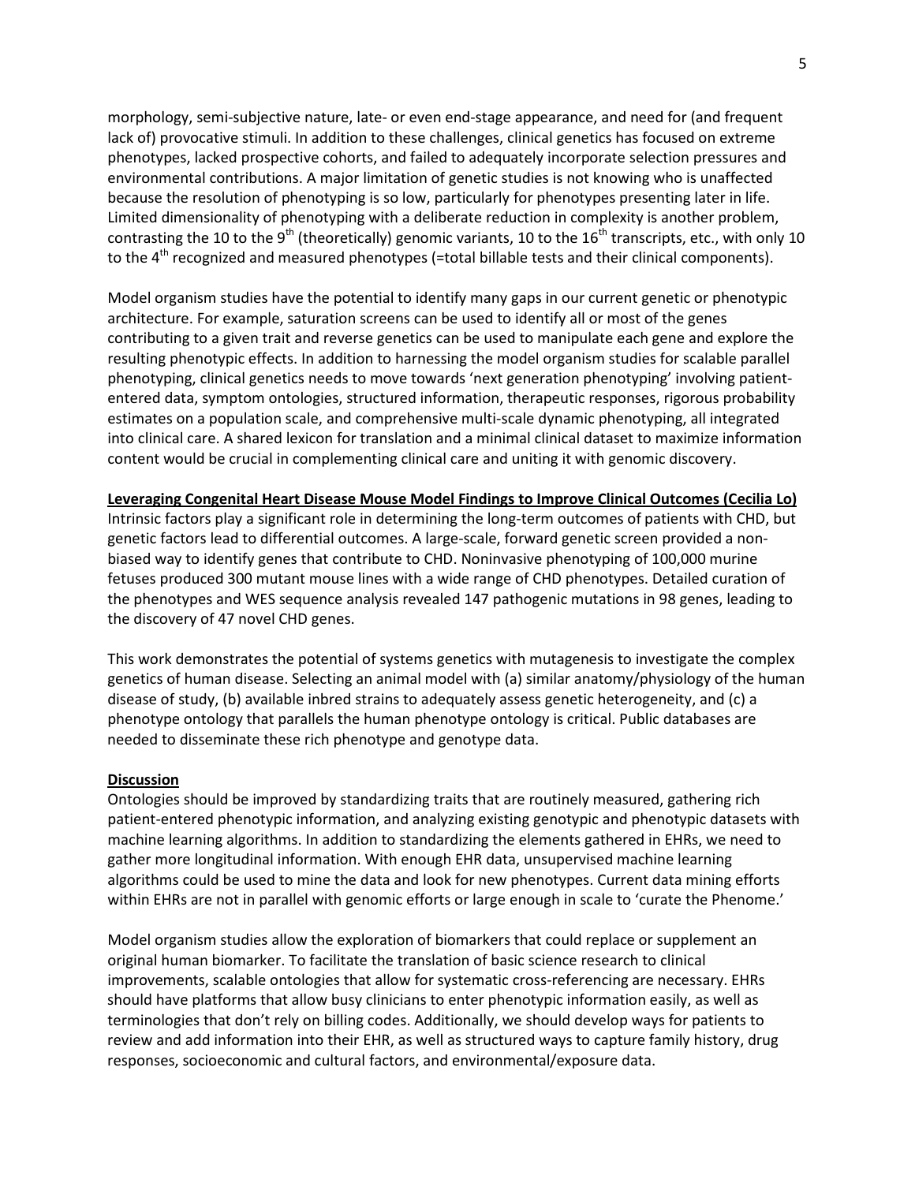morphology, semi-subjective nature, late- or even end-stage appearance, and need for (and frequent lack of) provocative stimuli. In addition to these challenges, clinical genetics has focused on extreme phenotypes, lacked prospective cohorts, and failed to adequately incorporate selection pressures and environmental contributions. A major limitation of genetic studies is not knowing who is unaffected because the resolution of phenotyping is so low, particularly for phenotypes presenting later in life. Limited dimensionality of phenotyping with a deliberate reduction in complexity is another problem, contrasting the 10 to the 9[th] (theoretically) genomic variants, 10 to the 16[th] transcripts, etc., with only 10 to the 4[th] recognized and measured phenotypes (=total billable tests and their clinical components).

Model organism studies have the potential to identify many gaps in our current genetic or phenotypic architecture. For example, saturation screens can be used to identify all or most of the genes contributing to a given trait and reverse genetics can be used to manipulate each gene and explore the resulting phenotypic effects. In addition to harnessing the model organism studies for scalable parallel phenotyping, clinical genetics needs to move towards 'next generation phenotyping' involving patient-entered data, symptom ontologies, structured information, therapeutic responses, rigorous probability estimates on a population scale, and comprehensive multi-scale dynamic phenotyping, all integrated into clinical care. A shared lexicon for translation and a minimal clinical dataset to maximize information content would be crucial in complementing clinical care and uniting it with genomic discovery.

**Leveraging Congenital Heart Disease Mouse Model Findings to Improve Clinical Outcomes (Cecilia Lo)**

Intrinsic factors play a significant role in determining the long-term outcomes of patients with CHD, but genetic factors lead to differential outcomes. A large-scale, forward genetic screen provided a non-biased way to identify genes that contribute to CHD. Noninvasive phenotyping of 100,000 murine fetuses produced 300 mutant mouse lines with a wide range of CHD phenotypes. Detailed curation of the phenotypes and WES sequence analysis revealed 147 pathogenic mutations in 98 genes, leading to the discovery of 47 novel CHD genes.

This work demonstrates the potential of systems genetics with mutagenesis to investigate the complex genetics of human disease. Selecting an animal model with (a) similar anatomy/physiology of the human disease of study, (b) available inbred strains to adequately assess genetic heterogeneity, and (c) a phenotype ontology that parallels the human phenotype ontology is critical. Public databases are needed to disseminate these rich phenotype and genotype data.

**Discussion**

Ontologies should be improved by standardizing traits that are routinely measured, gathering rich patient-entered phenotypic information, and analyzing existing genotypic and phenotypic datasets with machine learning algorithms. In addition to standardizing the elements gathered in EHRs, we need to gather more longitudinal information. With enough EHR data, unsupervised machine learning algorithms could be used to mine the data and look for new phenotypes. Current data mining efforts within EHRs are not in parallel with genomic efforts or large enough in scale to 'curate the Phenome.'

Model organism studies allow the exploration of biomarkers that could replace or supplement an original human biomarker. To facilitate the translation of basic science research to clinical improvements, scalable ontologies that allow for systematic cross-referencing are necessary. EHRs should have platforms that allow busy clinicians to enter phenotypic information easily, as well as terminologies that don't rely on billing codes. Additionally, we should develop ways for patients to review and add information into their EHR, as well as structured ways to capture family history, drug responses, socioeconomic and cultural factors, and environmental/exposure data.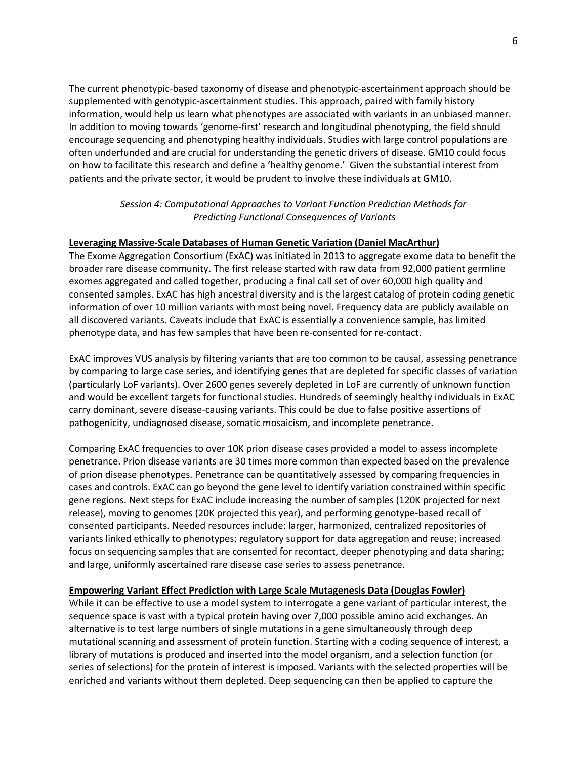The current phenotypic-based taxonomy of disease and phenotypic-ascertainment approach should be supplemented with genotypic-ascertainment studies. This approach, paired with family history information, would help us learn what phenotypes are associated with variants in an unbiased manner. In addition to moving towards 'genome-first' research and longitudinal phenotyping, the field should encourage sequencing and phenotyping healthy individuals. Studies with large control populations are often underfunded and are crucial for understanding the genetic drivers of disease. GM10 could focus on how to facilitate this research and define a 'healthy genome.' Given the substantial interest from patients and the private sector, it would be prudent to involve these individuals at GM10.

*Session 4: Computational Approaches to Variant Function Prediction Methods for Predicting Functional Consequences of Variants*

**Leveraging Massive-Scale Databases of Human Genetic Variation (Daniel MacArthur)**

The Exome Aggregation Consortium (ExAC) was initiated in 2013 to aggregate exome data to benefit the broader rare disease community. The first release started with raw data from 92,000 patient germline exomes aggregated and called together, producing a final call set of over 60,000 high quality and consented samples. ExAC has high ancestral diversity and is the largest catalog of protein coding genetic information of over 10 million variants with most being novel. Frequency data are publicly available on all discovered variants. Caveats include that ExAC is essentially a convenience sample, has limited phenotype data, and has few samples that have been re-consented for re-contact.

ExAC improves VUS analysis by filtering variants that are too common to be causal, assessing penetrance by comparing to large case series, and identifying genes that are depleted for specific classes of variation (particularly LoF variants). Over 2600 genes severely depleted in LoF are currently of unknown function and would be excellent targets for functional studies. Hundreds of seemingly healthy individuals in ExAC carry dominant, severe disease-causing variants. This could be due to false positive assertions of pathogenicity, undiagnosed disease, somatic mosaicism, and incomplete penetrance.

Comparing ExAC frequencies to over 10K prion disease cases provided a model to assess incomplete penetrance. Prion disease variants are 30 times more common than expected based on the prevalence of prion disease phenotypes. Penetrance can be quantitatively assessed by comparing frequencies in cases and controls. ExAC can go beyond the gene level to identify variation constrained within specific gene regions. Next steps for ExAC include increasing the number of samples (120K projected for next release), moving to genomes (20K projected this year), and performing genotype-based recall of consented participants. Needed resources include: larger, harmonized, centralized repositories of variants linked ethically to phenotypes; regulatory support for data aggregation and reuse; increased focus on sequencing samples that are consented for recontact, deeper phenotyping and data sharing; and large, uniformly ascertained rare disease case series to assess penetrance.

**Empowering Variant Effect Prediction with Large Scale Mutagenesis Data (Douglas Fowler)**

While it can be effective to use a model system to interrogate a gene variant of particular interest, the sequence space is vast with a typical protein having over 7,000 possible amino acid exchanges. An alternative is to test large numbers of single mutations in a gene simultaneously through deep mutational scanning and assessment of protein function. Starting with a coding sequence of interest, a library of mutations is produced and inserted into the model organism, and a selection function (or series of selections) for the protein of interest is imposed. Variants with the selected properties will be enriched and variants without them depleted. Deep sequencing can then be applied to capture the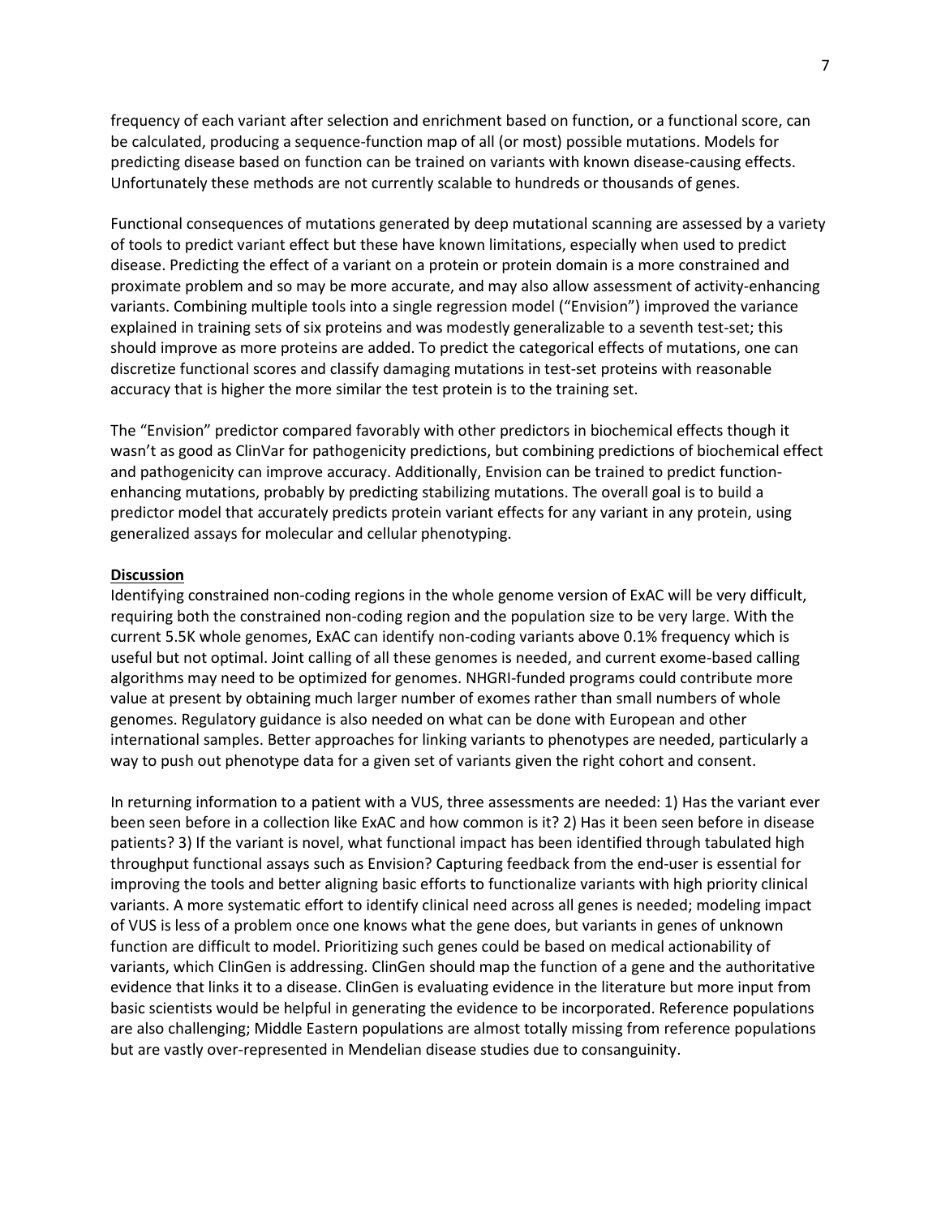frequency of each variant after selection and enrichment based on function, or a functional score, can be calculated, producing a sequence-function map of all (or most) possible mutations. Models for predicting disease based on function can be trained on variants with known disease-causing effects. Unfortunately these methods are not currently scalable to hundreds or thousands of genes.

Functional consequences of mutations generated by deep mutational scanning are assessed by a variety of tools to predict variant effect but these have known limitations, especially when used to predict disease. Predicting the effect of a variant on a protein or protein domain is a more constrained and proximate problem and so may be more accurate, and may also allow assessment of activity-enhancing variants. Combining multiple tools into a single regression model ("Envision") improved the variance explained in training sets of six proteins and was modestly generalizable to a seventh test-set; this should improve as more proteins are added. To predict the categorical effects of mutations, one can discretize functional scores and classify damaging mutations in test-set proteins with reasonable accuracy that is higher the more similar the test protein is to the training set.

The "Envision" predictor compared favorably with other predictors in biochemical effects though it wasn't as good as ClinVar for pathogenicity predictions, but combining predictions of biochemical effect and pathogenicity can improve accuracy. Additionally, Envision can be trained to predict function-enhancing mutations, probably by predicting stabilizing mutations. The overall goal is to build a predictor model that accurately predicts protein variant effects for any variant in any protein, using generalized assays for molecular and cellular phenotyping.

## Discussion

Identifying constrained non-coding regions in the whole genome version of ExAC will be very difficult, requiring both the constrained non-coding region and the population size to be very large. With the current 5.5K whole genomes, ExAC can identify non-coding variants above 0.1% frequency which is useful but not optimal. Joint calling of all these genomes is needed, and current exome-based calling algorithms may need to be optimized for genomes. NHGRI-funded programs could contribute more value at present by obtaining much larger number of exomes rather than small numbers of whole genomes. Regulatory guidance is also needed on what can be done with European and other international samples. Better approaches for linking variants to phenotypes are needed, particularly a way to push out phenotype data for a given set of variants given the right cohort and consent.

In returning information to a patient with a VUS, three assessments are needed: 1) Has the variant ever been seen before in a collection like ExAC and how common is it? 2) Has it been seen before in disease patients? 3) If the variant is novel, what functional impact has been identified through tabulated high throughput functional assays such as Envision? Capturing feedback from the end-user is essential for improving the tools and better aligning basic efforts to functionalize variants with high priority clinical variants. A more systematic effort to identify clinical need across all genes is needed; modeling impact of VUS is less of a problem once one knows what the gene does, but variants in genes of unknown function are difficult to model. Prioritizing such genes could be based on medical actionability of variants, which ClinGen is addressing. ClinGen should map the function of a gene and the authoritative evidence that links it to a disease. ClinGen is evaluating evidence in the literature but more input from basic scientists would be helpful in generating the evidence to be incorporated. Reference populations are also challenging; Middle Eastern populations are almost totally missing from reference populations but are vastly over-represented in Mendelian disease studies due to consanguinity.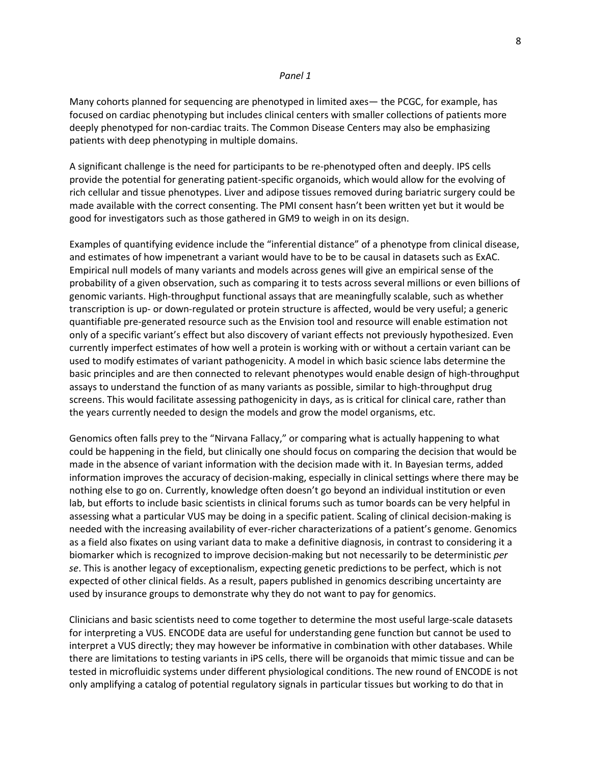*Panel 1*

Many cohorts planned for sequencing are phenotyped in limited axes— the PCGC, for example, has focused on cardiac phenotyping but includes clinical centers with smaller collections of patients more deeply phenotyped for non-cardiac traits. The Common Disease Centers may also be emphasizing patients with deep phenotyping in multiple domains.

A significant challenge is the need for participants to be re-phenotyped often and deeply. IPS cells provide the potential for generating patient-specific organoids, which would allow for the evolving of rich cellular and tissue phenotypes. Liver and adipose tissues removed during bariatric surgery could be made available with the correct consenting. The PMI consent hasn't been written yet but it would be good for investigators such as those gathered in GM9 to weigh in on its design.

Examples of quantifying evidence include the "inferential distance" of a phenotype from clinical disease, and estimates of how impenetrant a variant would have to be to be causal in datasets such as ExAC. Empirical null models of many variants and models across genes will give an empirical sense of the probability of a given observation, such as comparing it to tests across several millions or even billions of genomic variants. High-throughput functional assays that are meaningfully scalable, such as whether transcription is up- or down-regulated or protein structure is affected, would be very useful; a generic quantifiable pre-generated resource such as the Envision tool and resource will enable estimation not only of a specific variant's effect but also discovery of variant effects not previously hypothesized. Even currently imperfect estimates of how well a protein is working with or without a certain variant can be used to modify estimates of variant pathogenicity. A model in which basic science labs determine the basic principles and are then connected to relevant phenotypes would enable design of high-throughput assays to understand the function of as many variants as possible, similar to high-throughput drug screens. This would facilitate assessing pathogenicity in days, as is critical for clinical care, rather than the years currently needed to design the models and grow the model organisms, etc.

Genomics often falls prey to the "Nirvana Fallacy," or comparing what is actually happening to what could be happening in the field, but clinically one should focus on comparing the decision that would be made in the absence of variant information with the decision made with it. In Bayesian terms, added information improves the accuracy of decision-making, especially in clinical settings where there may be nothing else to go on. Currently, knowledge often doesn't go beyond an individual institution or even lab, but efforts to include basic scientists in clinical forums such as tumor boards can be very helpful in assessing what a particular VUS may be doing in a specific patient. Scaling of clinical decision-making is needed with the increasing availability of ever-richer characterizations of a patient's genome. Genomics as a field also fixates on using variant data to make a definitive diagnosis, in contrast to considering it a biomarker which is recognized to improve decision-making but not necessarily to be deterministic *per se*. This is another legacy of exceptionalism, expecting genetic predictions to be perfect, which is not expected of other clinical fields. As a result, papers published in genomics describing uncertainty are used by insurance groups to demonstrate why they do not want to pay for genomics.

Clinicians and basic scientists need to come together to determine the most useful large-scale datasets for interpreting a VUS. ENCODE data are useful for understanding gene function but cannot be used to interpret a VUS directly; they may however be informative in combination with other databases. While there are limitations to testing variants in iPS cells, there will be organoids that mimic tissue and can be tested in microfluidic systems under different physiological conditions. The new round of ENCODE is not only amplifying a catalog of potential regulatory signals in particular tissues but working to do that in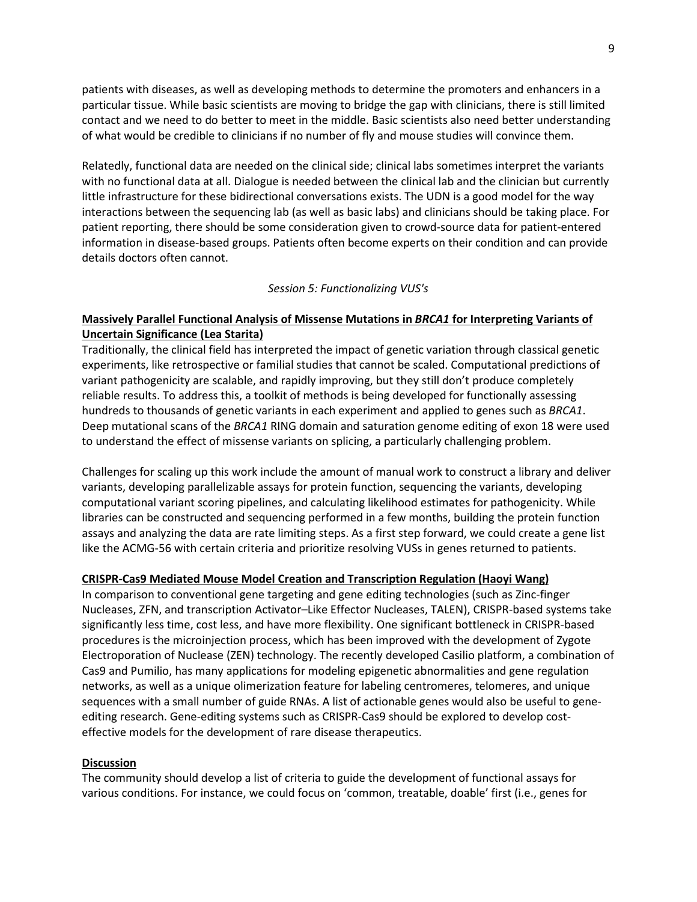patients with diseases, as well as developing methods to determine the promoters and enhancers in a particular tissue. While basic scientists are moving to bridge the gap with clinicians, there is still limited contact and we need to do better to meet in the middle. Basic scientists also need better understanding of what would be credible to clinicians if no number of fly and mouse studies will convince them.

Relatedly, functional data are needed on the clinical side; clinical labs sometimes interpret the variants with no functional data at all. Dialogue is needed between the clinical lab and the clinician but currently little infrastructure for these bidirectional conversations exists. The UDN is a good model for the way interactions between the sequencing lab (as well as basic labs) and clinicians should be taking place. For patient reporting, there should be some consideration given to crowd-source data for patient-entered information in disease-based groups. Patients often become experts on their condition and can provide details doctors often cannot.

*Session 5: Functionalizing VUS's*

**Massively Parallel Functional Analysis of Missense Mutations in *BRCA1* for Interpreting Variants of Uncertain Significance (Lea Starita)**

Traditionally, the clinical field has interpreted the impact of genetic variation through classical genetic experiments, like retrospective or familial studies that cannot be scaled. Computational predictions of variant pathogenicity are scalable, and rapidly improving, but they still don't produce completely reliable results. To address this, a toolkit of methods is being developed for functionally assessing hundreds to thousands of genetic variants in each experiment and applied to genes such as *BRCA1*. Deep mutational scans of the *BRCA1* RING domain and saturation genome editing of exon 18 were used to understand the effect of missense variants on splicing, a particularly challenging problem.

Challenges for scaling up this work include the amount of manual work to construct a library and deliver variants, developing parallelizable assays for protein function, sequencing the variants, developing computational variant scoring pipelines, and calculating likelihood estimates for pathogenicity. While libraries can be constructed and sequencing performed in a few months, building the protein function assays and analyzing the data are rate limiting steps. As a first step forward, we could create a gene list like the ACMG-56 with certain criteria and prioritize resolving VUSs in genes returned to patients.

**CRISPR-Cas9 Mediated Mouse Model Creation and Transcription Regulation (Haoyi Wang)**

In comparison to conventional gene targeting and gene editing technologies (such as Zinc-finger Nucleases, ZFN, and transcription Activator–Like Effector Nucleases, TALEN), CRISPR-based systems take significantly less time, cost less, and have more flexibility. One significant bottleneck in CRISPR-based procedures is the microinjection process, which has been improved with the development of Zygote Electroporation of Nuclease (ZEN) technology. The recently developed Casilio platform, a combination of Cas9 and Pumilio, has many applications for modeling epigenetic abnormalities and gene regulation networks, as well as a unique olimerization feature for labeling centromeres, telomeres, and unique sequences with a small number of guide RNAs. A list of actionable genes would also be useful to gene-editing research. Gene-editing systems such as CRISPR-Cas9 should be explored to develop cost-effective models for the development of rare disease therapeutics.

**Discussion**

The community should develop a list of criteria to guide the development of functional assays for various conditions. For instance, we could focus on 'common, treatable, doable' first (i.e., genes for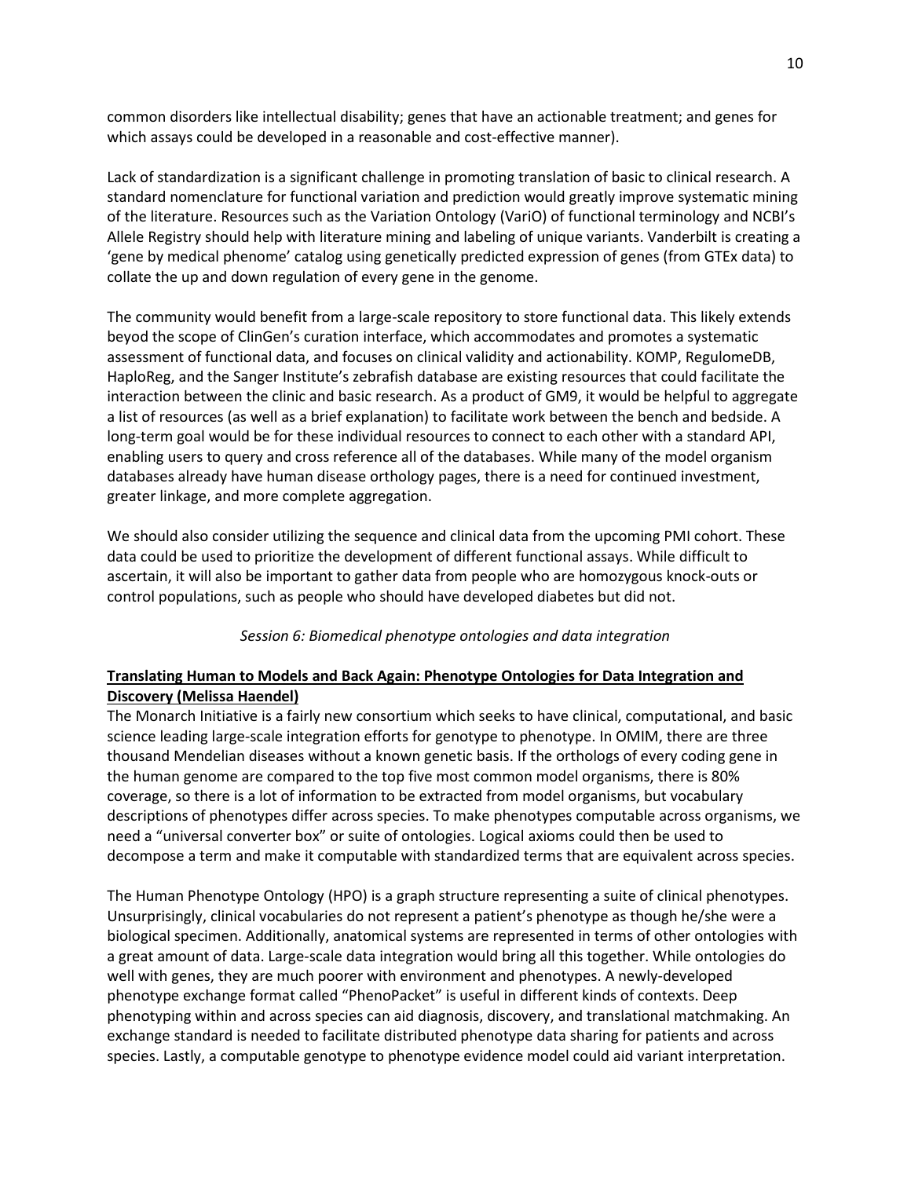common disorders like intellectual disability; genes that have an actionable treatment; and genes for which assays could be developed in a reasonable and cost-effective manner).

Lack of standardization is a significant challenge in promoting translation of basic to clinical research. A standard nomenclature for functional variation and prediction would greatly improve systematic mining of the literature. Resources such as the Variation Ontology (VariO) of functional terminology and NCBI's Allele Registry should help with literature mining and labeling of unique variants. Vanderbilt is creating a 'gene by medical phenome' catalog using genetically predicted expression of genes (from GTEx data) to collate the up and down regulation of every gene in the genome.

The community would benefit from a large-scale repository to store functional data. This likely extends beyod the scope of ClinGen's curation interface, which accommodates and promotes a systematic assessment of functional data, and focuses on clinical validity and actionability. KOMP, RegulomeDB, HaploReg, and the Sanger Institute's zebrafish database are existing resources that could facilitate the interaction between the clinic and basic research. As a product of GM9, it would be helpful to aggregate a list of resources (as well as a brief explanation) to facilitate work between the bench and bedside. A long-term goal would be for these individual resources to connect to each other with a standard API, enabling users to query and cross reference all of the databases. While many of the model organism databases already have human disease orthology pages, there is a need for continued investment, greater linkage, and more complete aggregation.

We should also consider utilizing the sequence and clinical data from the upcoming PMI cohort. These data could be used to prioritize the development of different functional assays. While difficult to ascertain, it will also be important to gather data from people who are homozygous knock-outs or control populations, such as people who should have developed diabetes but did not.

*Session 6: Biomedical phenotype ontologies and data integration*

**Translating Human to Models and Back Again: Phenotype Ontologies for Data Integration and Discovery (Melissa Haendel)**

The Monarch Initiative is a fairly new consortium which seeks to have clinical, computational, and basic science leading large-scale integration efforts for genotype to phenotype. In OMIM, there are three thousand Mendelian diseases without a known genetic basis. If the orthologs of every coding gene in the human genome are compared to the top five most common model organisms, there is 80% coverage, so there is a lot of information to be extracted from model organisms, but vocabulary descriptions of phenotypes differ across species. To make phenotypes computable across organisms, we need a "universal converter box" or suite of ontologies. Logical axioms could then be used to decompose a term and make it computable with standardized terms that are equivalent across species.

The Human Phenotype Ontology (HPO) is a graph structure representing a suite of clinical phenotypes. Unsurprisingly, clinical vocabularies do not represent a patient's phenotype as though he/she were a biological specimen. Additionally, anatomical systems are represented in terms of other ontologies with a great amount of data. Large-scale data integration would bring all this together. While ontologies do well with genes, they are much poorer with environment and phenotypes. A newly-developed phenotype exchange format called "PhenoPacket" is useful in different kinds of contexts. Deep phenotyping within and across species can aid diagnosis, discovery, and translational matchmaking. An exchange standard is needed to facilitate distributed phenotype data sharing for patients and across species. Lastly, a computable genotype to phenotype evidence model could aid variant interpretation.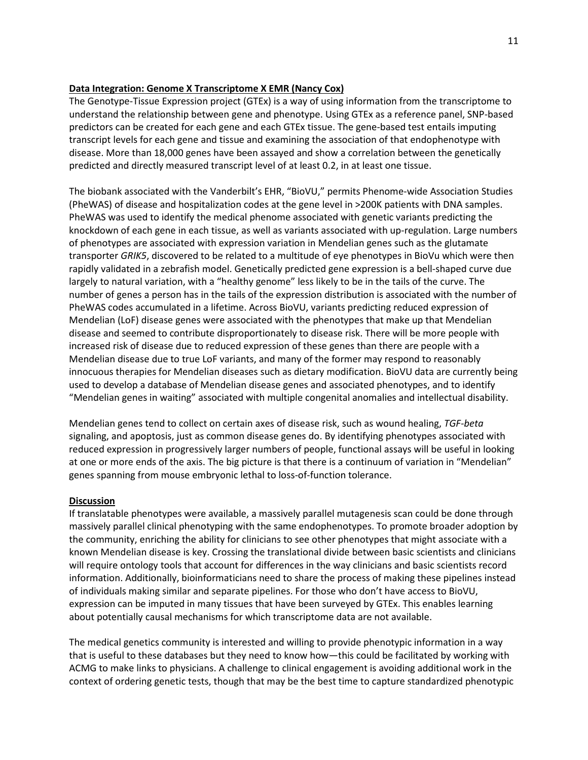**Data Integration: Genome X Transcriptome X EMR (Nancy Cox)**

The Genotype-Tissue Expression project (GTEx) is a way of using information from the transcriptome to understand the relationship between gene and phenotype. Using GTEx as a reference panel, SNP-based predictors can be created for each gene and each GTEx tissue. The gene-based test entails imputing transcript levels for each gene and tissue and examining the association of that endophenotype with disease. More than 18,000 genes have been assayed and show a correlation between the genetically predicted and directly measured transcript level of at least 0.2, in at least one tissue.

The biobank associated with the Vanderbilt's EHR, "BioVU," permits Phenome-wide Association Studies (PheWAS) of disease and hospitalization codes at the gene level in >200K patients with DNA samples. PheWAS was used to identify the medical phenome associated with genetic variants predicting the knockdown of each gene in each tissue, as well as variants associated with up-regulation. Large numbers of phenotypes are associated with expression variation in Mendelian genes such as the glutamate transporter *GRIK5*, discovered to be related to a multitude of eye phenotypes in BioVu which were then rapidly validated in a zebrafish model. Genetically predicted gene expression is a bell-shaped curve due largely to natural variation, with a "healthy genome" less likely to be in the tails of the curve. The number of genes a person has in the tails of the expression distribution is associated with the number of PheWAS codes accumulated in a lifetime. Across BioVU, variants predicting reduced expression of Mendelian (LoF) disease genes were associated with the phenotypes that make up that Mendelian disease and seemed to contribute disproportionately to disease risk. There will be more people with increased risk of disease due to reduced expression of these genes than there are people with a Mendelian disease due to true LoF variants, and many of the former may respond to reasonably innocuous therapies for Mendelian diseases such as dietary modification. BioVU data are currently being used to develop a database of Mendelian disease genes and associated phenotypes, and to identify "Mendelian genes in waiting" associated with multiple congenital anomalies and intellectual disability.

Mendelian genes tend to collect on certain axes of disease risk, such as wound healing, *TGF-beta* signaling, and apoptosis, just as common disease genes do. By identifying phenotypes associated with reduced expression in progressively larger numbers of people, functional assays will be useful in looking at one or more ends of the axis. The big picture is that there is a continuum of variation in "Mendelian" genes spanning from mouse embryonic lethal to loss-of-function tolerance.

**Discussion**

If translatable phenotypes were available, a massively parallel mutagenesis scan could be done through massively parallel clinical phenotyping with the same endophenotypes. To promote broader adoption by the community, enriching the ability for clinicians to see other phenotypes that might associate with a known Mendelian disease is key. Crossing the translational divide between basic scientists and clinicians will require ontology tools that account for differences in the way clinicians and basic scientists record information. Additionally, bioinformaticians need to share the process of making these pipelines instead of individuals making similar and separate pipelines. For those who don't have access to BioVU, expression can be imputed in many tissues that have been surveyed by GTEx. This enables learning about potentially causal mechanisms for which transcriptome data are not available.

The medical genetics community is interested and willing to provide phenotypic information in a way that is useful to these databases but they need to know how—this could be facilitated by working with ACMG to make links to physicians. A challenge to clinical engagement is avoiding additional work in the context of ordering genetic tests, though that may be the best time to capture standardized phenotypic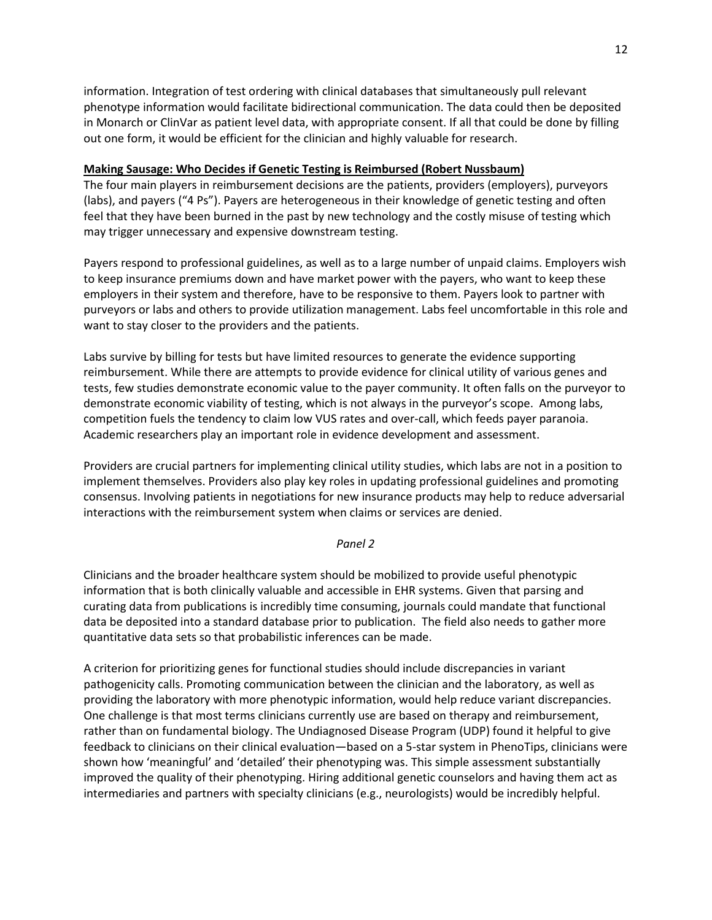information. Integration of test ordering with clinical databases that simultaneously pull relevant phenotype information would facilitate bidirectional communication. The data could then be deposited in Monarch or ClinVar as patient level data, with appropriate consent. If all that could be done by filling out one form, it would be efficient for the clinician and highly valuable for research.

**Making Sausage: Who Decides if Genetic Testing is Reimbursed (Robert Nussbaum)**

The four main players in reimbursement decisions are the patients, providers (employers), purveyors (labs), and payers ("4 Ps"). Payers are heterogeneous in their knowledge of genetic testing and often feel that they have been burned in the past by new technology and the costly misuse of testing which may trigger unnecessary and expensive downstream testing.

Payers respond to professional guidelines, as well as to a large number of unpaid claims. Employers wish to keep insurance premiums down and have market power with the payers, who want to keep these employers in their system and therefore, have to be responsive to them. Payers look to partner with purveyors or labs and others to provide utilization management. Labs feel uncomfortable in this role and want to stay closer to the providers and the patients.

Labs survive by billing for tests but have limited resources to generate the evidence supporting reimbursement. While there are attempts to provide evidence for clinical utility of various genes and tests, few studies demonstrate economic value to the payer community. It often falls on the purveyor to demonstrate economic viability of testing, which is not always in the purveyor's scope. Among labs, competition fuels the tendency to claim low VUS rates and over-call, which feeds payer paranoia. Academic researchers play an important role in evidence development and assessment.

Providers are crucial partners for implementing clinical utility studies, which labs are not in a position to implement themselves. Providers also play key roles in updating professional guidelines and promoting consensus. Involving patients in negotiations for new insurance products may help to reduce adversarial interactions with the reimbursement system when claims or services are denied.

*Panel 2*

Clinicians and the broader healthcare system should be mobilized to provide useful phenotypic information that is both clinically valuable and accessible in EHR systems. Given that parsing and curating data from publications is incredibly time consuming, journals could mandate that functional data be deposited into a standard database prior to publication. The field also needs to gather more quantitative data sets so that probabilistic inferences can be made.

A criterion for prioritizing genes for functional studies should include discrepancies in variant pathogenicity calls. Promoting communication between the clinician and the laboratory, as well as providing the laboratory with more phenotypic information, would help reduce variant discrepancies. One challenge is that most terms clinicians currently use are based on therapy and reimbursement, rather than on fundamental biology. The Undiagnosed Disease Program (UDP) found it helpful to give feedback to clinicians on their clinical evaluation—based on a 5-star system in PhenoTips, clinicians were shown how 'meaningful' and 'detailed' their phenotyping was. This simple assessment substantially improved the quality of their phenotyping. Hiring additional genetic counselors and having them act as intermediaries and partners with specialty clinicians (e.g., neurologists) would be incredibly helpful.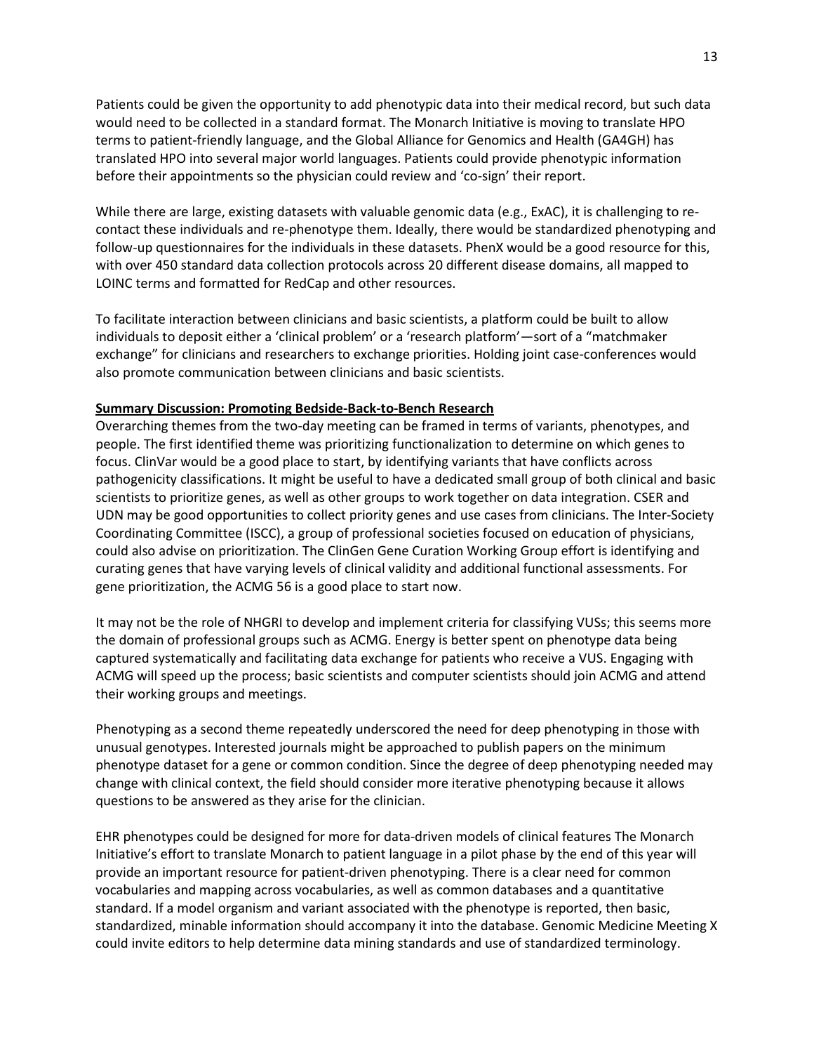Patients could be given the opportunity to add phenotypic data into their medical record, but such data would need to be collected in a standard format. The Monarch Initiative is moving to translate HPO terms to patient-friendly language, and the Global Alliance for Genomics and Health (GA4GH) has translated HPO into several major world languages. Patients could provide phenotypic information before their appointments so the physician could review and 'co-sign' their report.

While there are large, existing datasets with valuable genomic data (e.g., ExAC), it is challenging to re-contact these individuals and re-phenotype them. Ideally, there would be standardized phenotyping and follow-up questionnaires for the individuals in these datasets. PhenX would be a good resource for this, with over 450 standard data collection protocols across 20 different disease domains, all mapped to LOINC terms and formatted for RedCap and other resources.

To facilitate interaction between clinicians and basic scientists, a platform could be built to allow individuals to deposit either a 'clinical problem' or a 'research platform'—sort of a "matchmaker exchange" for clinicians and researchers to exchange priorities. Holding joint case-conferences would also promote communication between clinicians and basic scientists.

## Summary Discussion: Promoting Bedside-Back-to-Bench Research

Overarching themes from the two-day meeting can be framed in terms of variants, phenotypes, and people. The first identified theme was prioritizing functionalization to determine on which genes to focus. ClinVar would be a good place to start, by identifying variants that have conflicts across pathogenicity classifications. It might be useful to have a dedicated small group of both clinical and basic scientists to prioritize genes, as well as other groups to work together on data integration. CSER and UDN may be good opportunities to collect priority genes and use cases from clinicians. The Inter-Society Coordinating Committee (ISCC), a group of professional societies focused on education of physicians, could also advise on prioritization. The ClinGen Gene Curation Working Group effort is identifying and curating genes that have varying levels of clinical validity and additional functional assessments. For gene prioritization, the ACMG 56 is a good place to start now.

It may not be the role of NHGRI to develop and implement criteria for classifying VUSs; this seems more the domain of professional groups such as ACMG. Energy is better spent on phenotype data being captured systematically and facilitating data exchange for patients who receive a VUS. Engaging with ACMG will speed up the process; basic scientists and computer scientists should join ACMG and attend their working groups and meetings.

Phenotyping as a second theme repeatedly underscored the need for deep phenotyping in those with unusual genotypes. Interested journals might be approached to publish papers on the minimum phenotype dataset for a gene or common condition. Since the degree of deep phenotyping needed may change with clinical context, the field should consider more iterative phenotyping because it allows questions to be answered as they arise for the clinician.

EHR phenotypes could be designed for more for data-driven models of clinical features The Monarch Initiative's effort to translate Monarch to patient language in a pilot phase by the end of this year will provide an important resource for patient-driven phenotyping. There is a clear need for common vocabularies and mapping across vocabularies, as well as common databases and a quantitative standard. If a model organism and variant associated with the phenotype is reported, then basic, standardized, minable information should accompany it into the database. Genomic Medicine Meeting X could invite editors to help determine data mining standards and use of standardized terminology.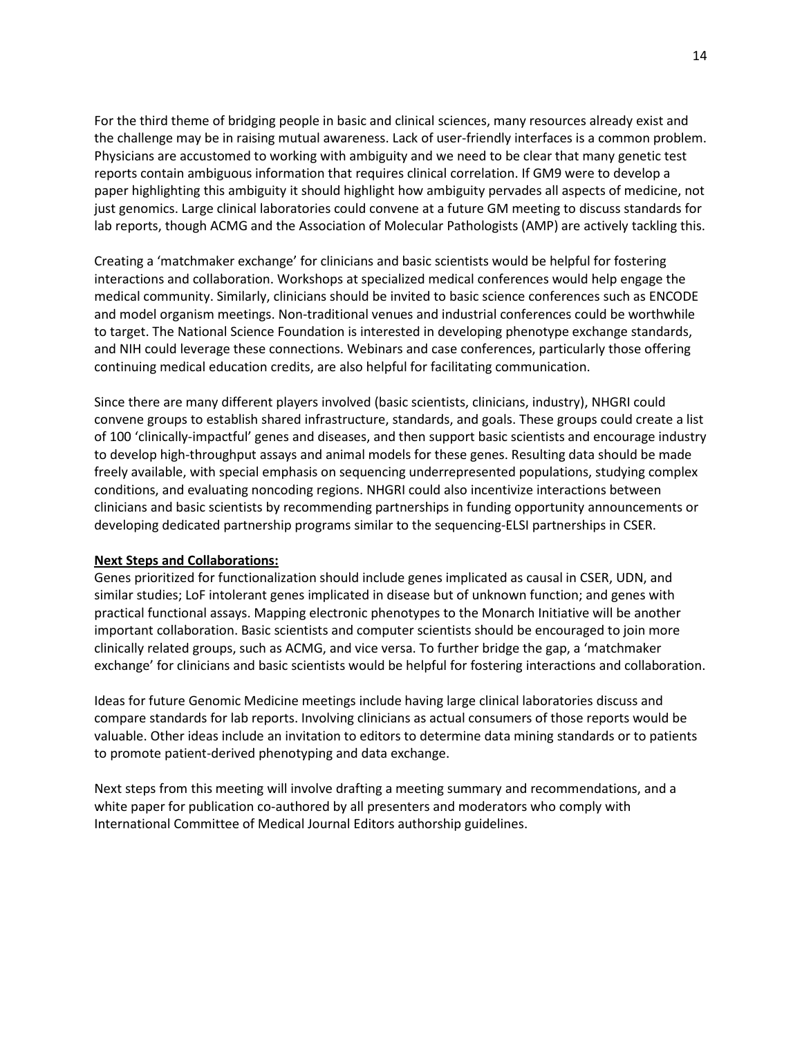For the third theme of bridging people in basic and clinical sciences, many resources already exist and the challenge may be in raising mutual awareness. Lack of user-friendly interfaces is a common problem. Physicians are accustomed to working with ambiguity and we need to be clear that many genetic test reports contain ambiguous information that requires clinical correlation. If GM9 were to develop a paper highlighting this ambiguity it should highlight how ambiguity pervades all aspects of medicine, not just genomics. Large clinical laboratories could convene at a future GM meeting to discuss standards for lab reports, though ACMG and the Association of Molecular Pathologists (AMP) are actively tackling this.

Creating a 'matchmaker exchange' for clinicians and basic scientists would be helpful for fostering interactions and collaboration. Workshops at specialized medical conferences would help engage the medical community. Similarly, clinicians should be invited to basic science conferences such as ENCODE and model organism meetings. Non-traditional venues and industrial conferences could be worthwhile to target. The National Science Foundation is interested in developing phenotype exchange standards, and NIH could leverage these connections. Webinars and case conferences, particularly those offering continuing medical education credits, are also helpful for facilitating communication.

Since there are many different players involved (basic scientists, clinicians, industry), NHGRI could convene groups to establish shared infrastructure, standards, and goals. These groups could create a list of 100 'clinically-impactful' genes and diseases, and then support basic scientists and encourage industry to develop high-throughput assays and animal models for these genes. Resulting data should be made freely available, with special emphasis on sequencing underrepresented populations, studying complex conditions, and evaluating noncoding regions. NHGRI could also incentivize interactions between clinicians and basic scientists by recommending partnerships in funding opportunity announcements or developing dedicated partnership programs similar to the sequencing-ELSI partnerships in CSER.

**Next Steps and Collaborations:**

Genes prioritized for functionalization should include genes implicated as causal in CSER, UDN, and similar studies; LoF intolerant genes implicated in disease but of unknown function; and genes with practical functional assays. Mapping electronic phenotypes to the Monarch Initiative will be another important collaboration. Basic scientists and computer scientists should be encouraged to join more clinically related groups, such as ACMG, and vice versa. To further bridge the gap, a 'matchmaker exchange' for clinicians and basic scientists would be helpful for fostering interactions and collaboration.

Ideas for future Genomic Medicine meetings include having large clinical laboratories discuss and compare standards for lab reports. Involving clinicians as actual consumers of those reports would be valuable. Other ideas include an invitation to editors to determine data mining standards or to patients to promote patient-derived phenotyping and data exchange.

Next steps from this meeting will involve drafting a meeting summary and recommendations, and a white paper for publication co-authored by all presenters and moderators who comply with International Committee of Medical Journal Editors authorship guidelines.